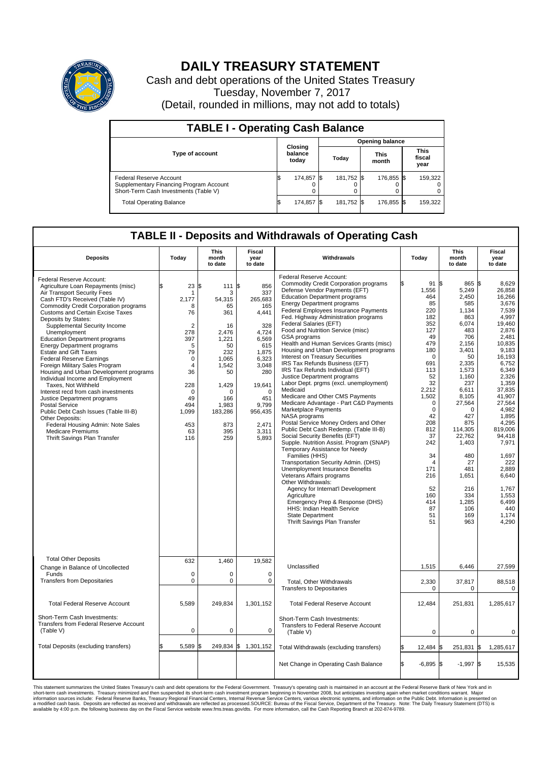# DAILY TREASURY STATEMENT

Cash and debt operations of the United States Treasury

Tuesday, November 7, 2017

(Detail, rounded in millions, may not add to totals)

## TABLE I - Operating Cash Balance

| Type of account | Closing balance today | Opening balance Today | Opening balance This month | Opening balance This fiscal year |
|---|---|---|---|---|
| Federal Reserve Account | $ 174,857 | $ 181,752 | $ 176,855 | $ 159,322 |
| Supplementary Financing Program Account | 0 | 0 | 0 | 0 |
| Short-Term Cash Investments (Table V) | 0 | 0 | 0 | 0 |
| Total Operating Balance | $ 174,857 | $ 181,752 | $ 176,855 | $ 159,322 |

## TABLE II - Deposits and Withdrawals of Operating Cash

| Deposits | Today | This month to date | Fiscal year to date | Withdrawals | Today | This month to date | Fiscal year to date |
|---|---|---|---|---|---|---|---|
| Federal Reserve Account: | | | | Federal Reserve Account: | | | |
| Agriculture Loan Repayments (misc) | $ 23 | $ 111 | $ 856 | Commodity Credit Corporation programs | $ 91 | $ 865 | $ 8,629 |
| Air Transport Security Fees | 1 | 3 | 337 | Defense Vendor Payments (EFT) | 1,556 | 5,249 | 26,858 |
| Cash FTD's Received (Table IV) | 2,177 | 54,315 | 265,683 | Education Department programs | 464 | 2,450 | 16,266 |
| Commodity Credit Corporation programs | 8 | 65 | 165 | Energy Department programs | 85 | 585 | 3,676 |
| Customs and Certain Excise Taxes | 76 | 361 | 4,441 | Federal Employees Insurance Payments | 220 | 1,134 | 7,539 |
| Deposits by States: | | | | Fed. Highway Administration programs | 182 | 863 | 4,997 |
| Supplemental Security Income | 2 | 16 | 328 | Federal Salaries (EFT) | 352 | 6,074 | 19,460 |
| Unemployment | 278 | 2,476 | 4,724 | Food and Nutrition Service (misc) | 127 | 483 | 2,876 |
| Education Department programs | 397 | 1,221 | 6,569 | GSA programs | 49 | 706 | 2,481 |
| Energy Department programs | 5 | 50 | 615 | Health and Human Services Grants (misc) | 479 | 2,156 | 10,835 |
| Estate and Gift Taxes | 79 | 232 | 1,875 | Housing and Urban Development programs | 180 | 3,401 | 9,183 |
| Federal Reserve Earnings | 0 | 1,065 | 6,323 | Interest on Treasury Securities | 0 | 50 | 16,193 |
| Foreign Military Sales Program | 4 | 1,542 | 3,048 | IRS Tax Refunds Business (EFT) | 691 | 2,335 | 6,752 |
| Housing and Urban Development programs | 36 | 50 | 280 | IRS Tax Refunds Individual (EFT) | 113 | 1,573 | 6,349 |
| Individual Income and Employment Taxes, Not Withheld | 228 | 1,429 | 19,641 | Justice Department programs | 52 | 1,160 | 2,326 |
| Interest recd from cash investments | 0 | 0 | 0 | Labor Dept. prgms (excl. unemployment) | 32 | 237 | 1,359 |
| Justice Department programs | 49 | 166 | 451 | Medicaid | 2,212 | 6,611 | 37,835 |
| Postal Service | 494 | 1,983 | 9,799 | Medicare and Other CMS Payments | 1,502 | 8,105 | 41,907 |
| Public Debt Cash Issues (Table III-B) | 1,099 | 183,286 | 956,435 | Medicare Advantage - Part C&D Payments | 0 | 27,564 | 27,564 |
| Other Deposits: | | | | Marketplace Payments | 0 | 0 | 4,982 |
| Federal Housing Admin: Note Sales | 453 | 873 | 2,471 | NASA programs | 42 | 427 | 1,895 |
| Medicare Premiums | 63 | 395 | 3,311 | Postal Service Money Orders and Other | 208 | 875 | 4,295 |
| Thrift Savings Plan Transfer | 116 | 259 | 5,893 | Public Debt Cash Redemp. (Table III-B) | 812 | 114,305 | 819,006 |
| | | | | Social Security Benefits (EFT) | 37 | 22,762 | 94,418 |
| | | | | Supple. Nutrition Assist. Program (SNAP) | 242 | 1,403 | 7,971 |
| | | | | Temporary Assistance for Needy Families (HHS) | 34 | 480 | 1,697 |
| | | | | Transportation Security Admin. (DHS) | 4 | 27 | 222 |
| | | | | Unemployment Insurance Benefits | 171 | 481 | 2,889 |
| | | | | Veterans Affairs programs | 216 | 1,651 | 6,640 |
| | | | | Other Withdrawals: | | | |
| | | | | Agency for Internat'l Development | 52 | 216 | 1,767 |
| | | | | Agriculture | 160 | 334 | 1,553 |
| | | | | Emergency Prep & Response (DHS) | 414 | 1,285 | 6,499 |
| | | | | HHS: Indian Health Service | 87 | 106 | 440 |
| | | | | State Department | 51 | 169 | 1,174 |
| | | | | Thrift Savings Plan Transfer | 51 | 963 | 4,290 |
| Total Other Deposits | 632 | 1,460 | 19,582 | Unclassified | 1,515 | 6,446 | 27,599 |
| Change in Balance of Uncollected Funds | 0 | 0 | 0 | | | | |
| Transfers from Depositaries | 0 | 0 | 0 | Total, Other Withdrawals | 2,330 | 37,817 | 88,518 |
| | | | | Transfers to Depositaries | 0 | 0 | 0 |
| Total Federal Reserve Account | 5,589 | 249,834 | 1,301,152 | Total Federal Reserve Account | 12,484 | 251,831 | 1,285,617 |
| Short-Term Cash Investments: Transfers from Federal Reserve Account (Table V) | 0 | 0 | 0 | Short-Term Cash Investments: Transfers to Federal Reserve Account (Table V) | 0 | 0 | 0 |
| Total Deposits (excluding transfers) | $ 5,589 | $ 249,834 | $ 1,301,152 | Total Withdrawals (excluding transfers) | $ 12,484 | $ 251,831 | $ 1,285,617 |
| | | | | Net Change in Operating Cash Balance | $ -6,895 | $ -1,997 | $ 15,535 |

This statement summarizes the United States Treasury's cash and debt operations for the Federal Government. Treasury's operating cash is maintained in an account at the Federal Reserve Bank of New York and in short-term cash investments. Treasury minimized and then suspended its short-term cash investment program beginning in November 2008, but anticipates investing again when market conditions warrant. Major information sources include: Federal Reserve Banks, Treasury Regional Financial Centers, Internal Revenue Service Centers, various electronic systems, and information on the Public Debt. Information is presented on a modified cash basis. Deposits are reflected as received and withdrawals are reflected as processed.SOURCE: Bureau of the Fiscal Service, Department of the Treasury. Note: The Daily Treasury Statement (DTS) is available by 4:00 p.m. the following business day on the Fiscal Service website www.fms.treas.gov/dts. For more information, call the Cash Reporting Branch at 202-874-9789.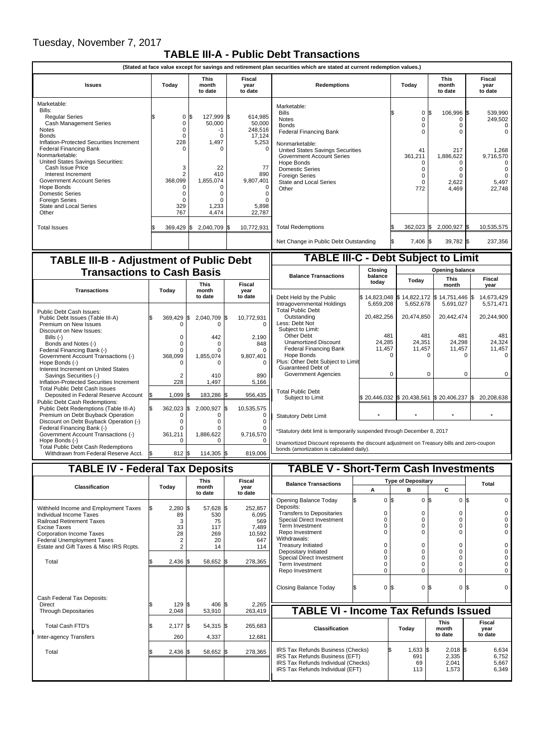Tuesday, November 7, 2017

# TABLE III-A - Public Debt Transactions

(Stated at face value except for savings and retirement plan securities which are stated at current redemption values.)

| Issues | Today | This month to date | Fiscal year to date |
|---|---|---|---|
| Marketable: | | | |
| Bills: | | | |
| Regular Series | $ 0 | $ 127,999 | $ 614,985 |
| Cash Management Series | 0 | 50,000 | 50,000 |
| Notes | 0 | -1 | 248,516 |
| Bonds | 0 | 0 | 17,124 |
| Inflation-Protected Securities Increment | 228 | 1,497 | 5,253 |
| Federal Financing Bank | 0 | 0 | 0 |
| Nonmarketable: | | | |
| United States Savings Securities: | | | |
| Cash Issue Price | 3 | 22 | 77 |
| Interest Increment | 2 | 410 | 890 |
| Government Account Series | 368,099 | 1,855,074 | 9,807,401 |
| Hope Bonds | 0 | 0 | 0 |
| Domestic Series | 0 | 0 | 0 |
| Foreign Series | 0 | 0 | 0 |
| State and Local Series | 329 | 1,233 | 5,898 |
| Other | 767 | 4,474 | 22,787 |
| Total Issues | $ 369,429 | $ 2,040,709 | $ 10,772,931 |

| Redemptions | Today | This month to date | Fiscal year to date |
|---|---|---|---|
| Marketable: | | | |
| Bills | $ 0 | $ 106,996 | $ 539,990 |
| Notes | 0 | 0 | 249,502 |
| Bonds | 0 | 0 | 0 |
| Federal Financing Bank | 0 | 0 | 0 |
| Nonmarketable: | | | |
| United States Savings Securities | 41 | 217 | 1,268 |
| Government Account Series | 361,211 | 1,886,622 | 9,716,570 |
| Hope Bonds | 0 | 0 | 0 |
| Domestic Series | 0 | 0 | 0 |
| Foreign Series | 0 | 0 | 0 |
| State and Local Series | 0 | 2,622 | 5,497 |
| Other | 772 | 4,469 | 22,748 |
| Total Redemptions | $ 362,023 | $ 2,000,927 | $ 10,535,575 |
| Net Change in Public Debt Outstanding | $ 7,406 | $ 39,782 | $ 237,356 |

# TABLE III-B - Adjustment of Public Debt Transactions to Cash Basis

| Transactions | Today | This month to date | Fiscal year to date |
|---|---|---|---|
| Public Debt Cash Issues: | | | |
| Public Debt Issues (Table III-A) | $ 369,429 | $ 2,040,709 | $ 10,772,931 |
| Premium on New Issues | 0 | 0 | 0 |
| Discount on New Issues: | | | |
| Bills (-) | 0 | 442 | 2,190 |
| Bonds and Notes (-) | 0 | 0 | 848 |
| Federal Financing Bank (-) | 0 | 0 | 0 |
| Government Account Transactions (-) | 368,099 | 1,855,074 | 9,807,401 |
| Hope Bonds (-) | 0 | 0 | 0 |
| Interest Increment on United States Savings Securities (-) | 2 | 410 | 890 |
| Inflation-Protected Securities Increment | 228 | 1,497 | 5,166 |
| Total Public Debt Cash Issues Deposited in Federal Reserve Account | $ 1,099 | $ 183,286 | $ 956,435 |
| Public Debt Cash Redemptions: | | | |
| Public Debt Redemptions (Table III-A) | $ 362,023 | $ 2,000,927 | $ 10,535,575 |
| Premium on Debt Buyback Operation | 0 | 0 | 0 |
| Discount on Debt Buyback Operation (-) | 0 | 0 | 0 |
| Federal Financing Bank (-) | 0 | 0 | 0 |
| Government Account Transactions (-) | 361,211 | 1,886,622 | 9,716,570 |
| Hope Bonds (-) | 0 | 0 | 0 |
| Total Public Debt Cash Redemptions Withdrawn from Federal Reserve Acct. | $ 812 | $ 114,305 | $ 819,006 |

# TABLE III-C - Debt Subject to Limit

| Balance Transactions | Closing balance today | Opening balance Today | Opening balance This month | Opening balance Fiscal year |
|---|---|---|---|---|
| Debt Held by the Public | $ 14,823,048 | $ 14,822,172 | $ 14,751,446 | $ 14,673,429 |
| Intragovernmental Holdings | 5,659,208 | 5,652,678 | 5,691,027 | 5,571,471 |
| Total Public Debt Outstanding | 20,482,256 | 20,474,850 | 20,442,474 | 20,244,900 |
| Less: Debt Not Subject to Limit: | | | | |
| Other Debt | 481 | 481 | 481 | 481 |
| Unamortized Discount | 24,285 | 24,351 | 24,298 | 24,324 |
| Federal Financing Bank | 11,457 | 11,457 | 11,457 | 11,457 |
| Hope Bonds | 0 | 0 | 0 | 0 |
| Plus: Other Debt Subject to Limit | | | | |
| Guaranteed Debt of Government Agencies | 0 | 0 | 0 | 0 |
| Total Public Debt Subject to Limit | $ 20,446,032 | $ 20,438,561 | $ 20,406,237 | $ 20,208,638 |
| Statutory Debt Limit | * | * | * | * |

*Statutory debt limit is temporarily suspended through December 8, 2017

Unamortized Discount represents the discount adjustment on Treasury bills and zero-coupon bonds (amortization is calculated daily).

# TABLE IV - Federal Tax Deposits

| Classification | Today | This month to date | Fiscal year to date |
|---|---|---|---|
| Withheld Income and Employment Taxes | $ 2,280 | $ 57,628 | $ 252,857 |
| Individual Income Taxes | 89 | 530 | 6,095 |
| Railroad Retirement Taxes | 3 | 75 | 569 |
| Excise Taxes | 33 | 117 | 7,489 |
| Corporation Income Taxes | 28 | 269 | 10,592 |
| Federal Unemployment Taxes | 2 | 20 | 647 |
| Estate and Gift Taxes & Misc IRS Rcpts. | 2 | 14 | 114 |
| Total | $ 2,436 | $ 58,652 | $ 278,365 |
| Cash Federal Tax Deposits: | | | |
| Direct | $ 129 | $ 406 | $ 2,265 |
| Through Depositaries | 2,048 | 53,910 | 263,419 |
| Total Cash FTD's | $ 2,177 | $ 54,315 | $ 265,683 |
| Inter-agency Transfers | 260 | 4,337 | 12,681 |
| Total | $ 2,436 | $ 58,652 | $ 278,365 |

# TABLE V - Short-Term Cash Investments

| Balance Transactions | Type of Depositary A | Type of Depositary B | Type of Depositary C | Total |
|---|---|---|---|---|
| Opening Balance Today | $ 0 | $ 0 | $ 0 | $ 0 |
| Deposits: | | | | |
| Transfers to Depositaries | 0 | 0 | 0 | 0 |
| Special Direct Investment | 0 | 0 | 0 | 0 |
| Term Investment | 0 | 0 | 0 | 0 |
| Repo Investment | 0 | 0 | 0 | 0 |
| Withdrawals: | | | | |
| Treasury Initiated | 0 | 0 | 0 | 0 |
| Depositary Initiated | 0 | 0 | 0 | 0 |
| Special Direct Investment | 0 | 0 | 0 | 0 |
| Term Investment | 0 | 0 | 0 | 0 |
| Repo Investment | 0 | 0 | 0 | 0 |
| Closing Balance Today | $ 0 | $ 0 | $ 0 | $ 0 |

# TABLE VI - Income Tax Refunds Issued

| Classification | Today | This month to date | Fiscal year to date |
|---|---|---|---|
| IRS Tax Refunds Business (Checks) | $ 1,633 | $ 2,018 | $ 6,634 |
| IRS Tax Refunds Business (EFT) | 691 | 2,335 | 6,752 |
| IRS Tax Refunds Individual (Checks) | 69 | 2,041 | 5,667 |
| IRS Tax Refunds Individual (EFT) | 113 | 1,573 | 6,349 |